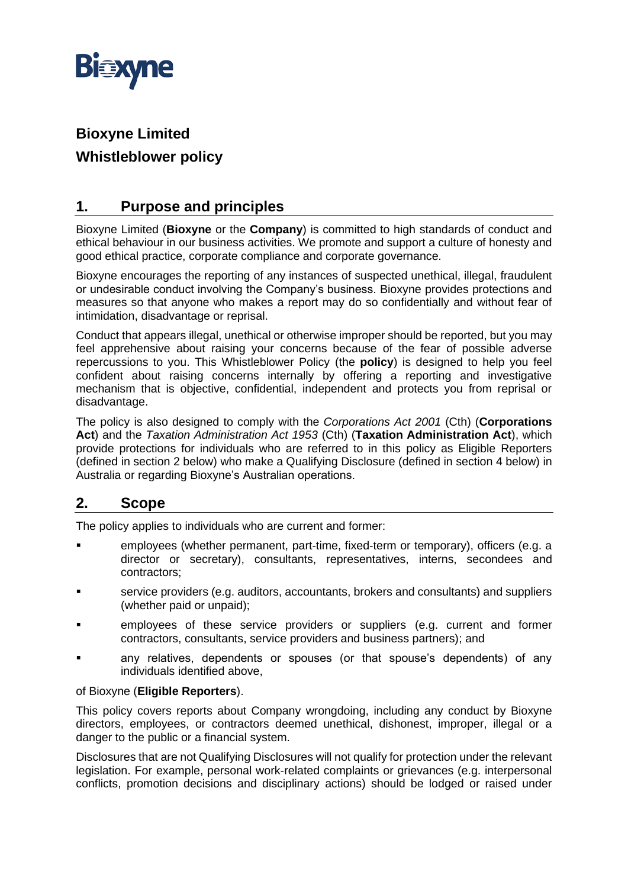Bioxyne

# Bioxyne Limited

# Whistleblower policy

## 1. Purpose and principles

Bioxyne Limited (**Bioxyne** or the **Company**) is committed to high standards of conduct and ethical behaviour in our business activities. We promote and support a culture of honesty and good ethical practice, corporate compliance and corporate governance.

Bioxyne encourages the reporting of any instances of suspected unethical, illegal, fraudulent or undesirable conduct involving the Company's business. Bioxyne provides protections and measures so that anyone who makes a report may do so confidentially and without fear of intimidation, disadvantage or reprisal.

Conduct that appears illegal, unethical or otherwise improper should be reported, but you may feel apprehensive about raising your concerns because of the fear of possible adverse repercussions to you. This Whistleblower Policy (the **policy**) is designed to help you feel confident about raising concerns internally by offering a reporting and investigative mechanism that is objective, confidential, independent and protects you from reprisal or disadvantage.

The policy is also designed to comply with the *Corporations Act 2001* (Cth) (**Corporations Act**) and the *Taxation Administration Act 1953* (Cth) (**Taxation Administration Act**), which provide protections for individuals who are referred to in this policy as Eligible Reporters (defined in section 2 below) who make a Qualifying Disclosure (defined in section 4 below) in Australia or regarding Bioxyne's Australian operations.

## 2. Scope

The policy applies to individuals who are current and former:

- employees (whether permanent, part-time, fixed-term or temporary), officers (e.g. a director or secretary), consultants, representatives, interns, secondees and contractors;
- service providers (e.g. auditors, accountants, brokers and consultants) and suppliers (whether paid or unpaid);
- employees of these service providers or suppliers (e.g. current and former contractors, consultants, service providers and business partners); and
- any relatives, dependents or spouses (or that spouse's dependents) of any individuals identified above,

of Bioxyne (**Eligible Reporters**).

This policy covers reports about Company wrongdoing, including any conduct by Bioxyne directors, employees, or contractors deemed unethical, dishonest, improper, illegal or a danger to the public or a financial system.

Disclosures that are not Qualifying Disclosures will not qualify for protection under the relevant legislation. For example, personal work-related complaints or grievances (e.g. interpersonal conflicts, promotion decisions and disciplinary actions) should be lodged or raised under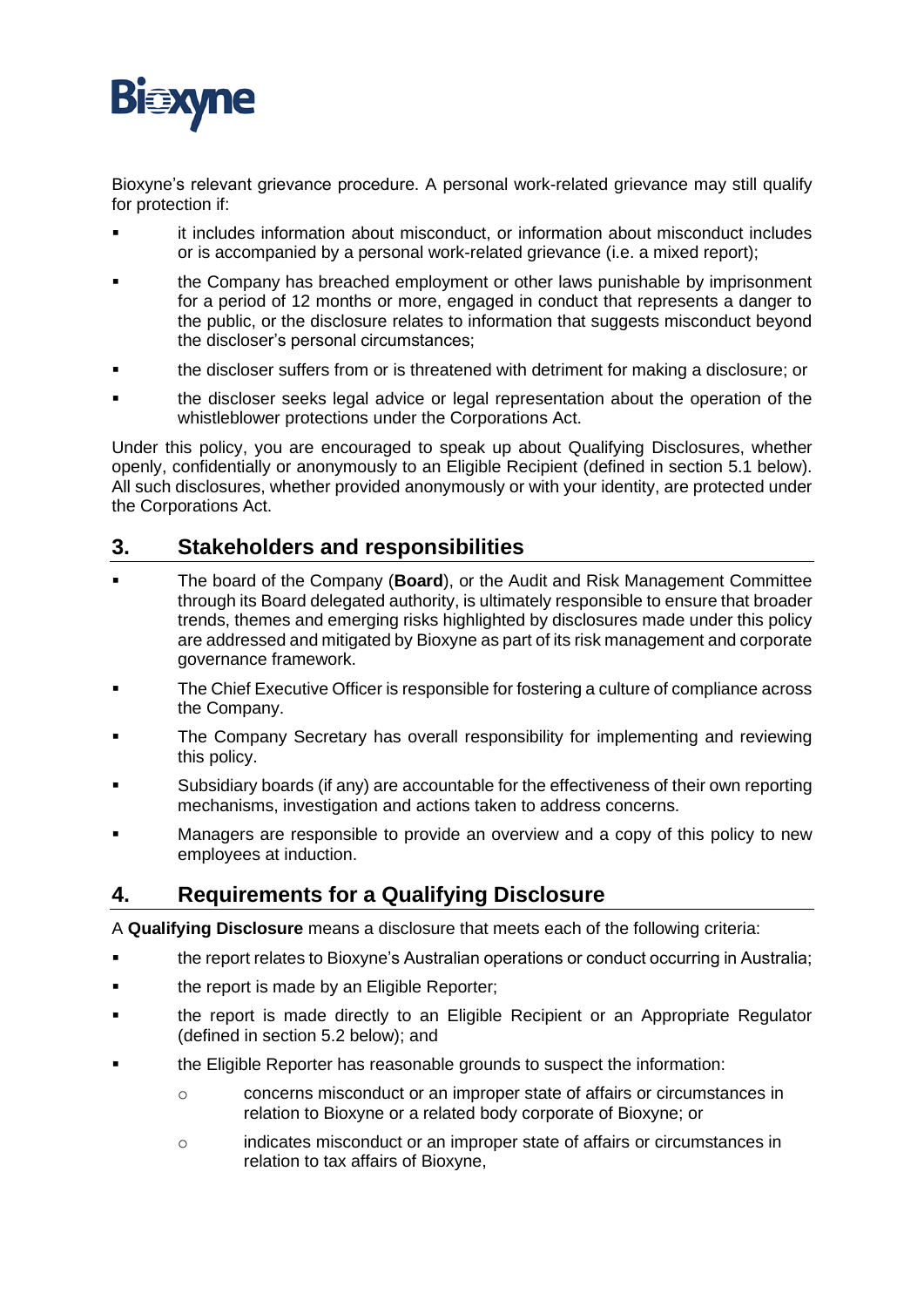Bioxyne's relevant grievance procedure. A personal work-related grievance may still qualify for protection if:

- it includes information about misconduct, or information about misconduct includes or is accompanied by a personal work-related grievance (i.e. a mixed report);
- the Company has breached employment or other laws punishable by imprisonment for a period of 12 months or more, engaged in conduct that represents a danger to the public, or the disclosure relates to information that suggests misconduct beyond the discloser's personal circumstances;
- the discloser suffers from or is threatened with detriment for making a disclosure; or
- the discloser seeks legal advice or legal representation about the operation of the whistleblower protections under the Corporations Act.

Under this policy, you are encouraged to speak up about Qualifying Disclosures, whether openly, confidentially or anonymously to an Eligible Recipient (defined in section 5.1 below). All such disclosures, whether provided anonymously or with your identity, are protected under the Corporations Act.

## 3. Stakeholders and responsibilities

- The board of the Company (**Board**), or the Audit and Risk Management Committee through its Board delegated authority, is ultimately responsible to ensure that broader trends, themes and emerging risks highlighted by disclosures made under this policy are addressed and mitigated by Bioxyne as part of its risk management and corporate governance framework.
- The Chief Executive Officer is responsible for fostering a culture of compliance across the Company.
- The Company Secretary has overall responsibility for implementing and reviewing this policy.
- Subsidiary boards (if any) are accountable for the effectiveness of their own reporting mechanisms, investigation and actions taken to address concerns.
- Managers are responsible to provide an overview and a copy of this policy to new employees at induction.

## 4. Requirements for a Qualifying Disclosure

A **Qualifying Disclosure** means a disclosure that meets each of the following criteria:

- the report relates to Bioxyne's Australian operations or conduct occurring in Australia;
- the report is made by an Eligible Reporter;
- the report is made directly to an Eligible Recipient or an Appropriate Regulator (defined in section 5.2 below); and
- the Eligible Reporter has reasonable grounds to suspect the information:
  - concerns misconduct or an improper state of affairs or circumstances in relation to Bioxyne or a related body corporate of Bioxyne; or
  - indicates misconduct or an improper state of affairs or circumstances in relation to tax affairs of Bioxyne,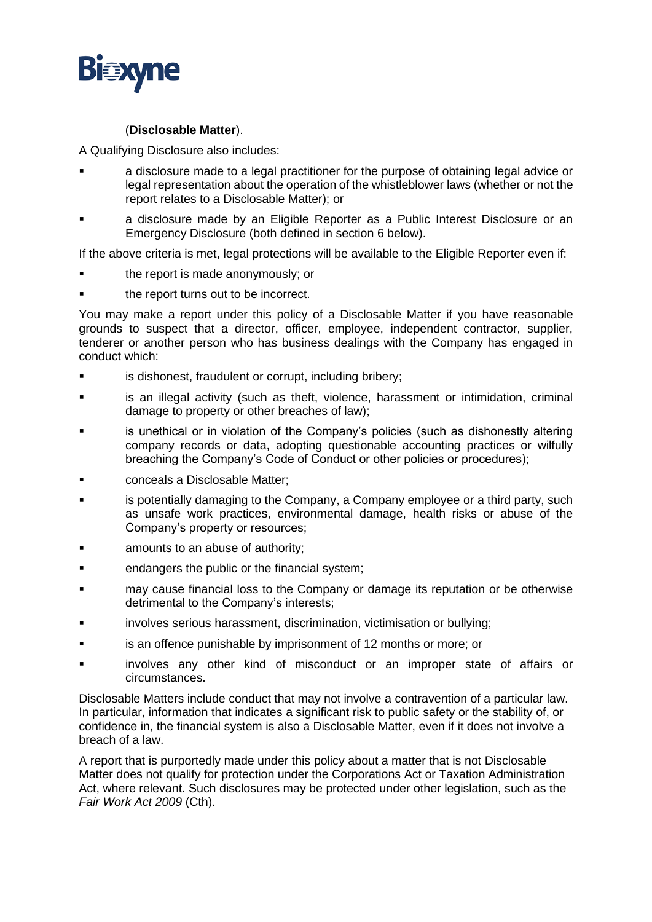(**Disclosable Matter**).

A Qualifying Disclosure also includes:

- a disclosure made to a legal practitioner for the purpose of obtaining legal advice or legal representation about the operation of the whistleblower laws (whether or not the report relates to a Disclosable Matter); or
- a disclosure made by an Eligible Reporter as a Public Interest Disclosure or an Emergency Disclosure (both defined in section 6 below).

If the above criteria is met, legal protections will be available to the Eligible Reporter even if:

- the report is made anonymously; or
- the report turns out to be incorrect.

You may make a report under this policy of a Disclosable Matter if you have reasonable grounds to suspect that a director, officer, employee, independent contractor, supplier, tenderer or another person who has business dealings with the Company has engaged in conduct which:

- is dishonest, fraudulent or corrupt, including bribery;
- is an illegal activity (such as theft, violence, harassment or intimidation, criminal damage to property or other breaches of law);
- is unethical or in violation of the Company's policies (such as dishonestly altering company records or data, adopting questionable accounting practices or wilfully breaching the Company's Code of Conduct or other policies or procedures);
- conceals a Disclosable Matter;
- is potentially damaging to the Company, a Company employee or a third party, such as unsafe work practices, environmental damage, health risks or abuse of the Company's property or resources;
- amounts to an abuse of authority;
- endangers the public or the financial system;
- may cause financial loss to the Company or damage its reputation or be otherwise detrimental to the Company's interests;
- involves serious harassment, discrimination, victimisation or bullying;
- is an offence punishable by imprisonment of 12 months or more; or
- involves any other kind of misconduct or an improper state of affairs or circumstances.

Disclosable Matters include conduct that may not involve a contravention of a particular law. In particular, information that indicates a significant risk to public safety or the stability of, or confidence in, the financial system is also a Disclosable Matter, even if it does not involve a breach of a law.

A report that is purportedly made under this policy about a matter that is not Disclosable Matter does not qualify for protection under the Corporations Act or Taxation Administration Act, where relevant. Such disclosures may be protected under other legislation, such as the *Fair Work Act 2009* (Cth).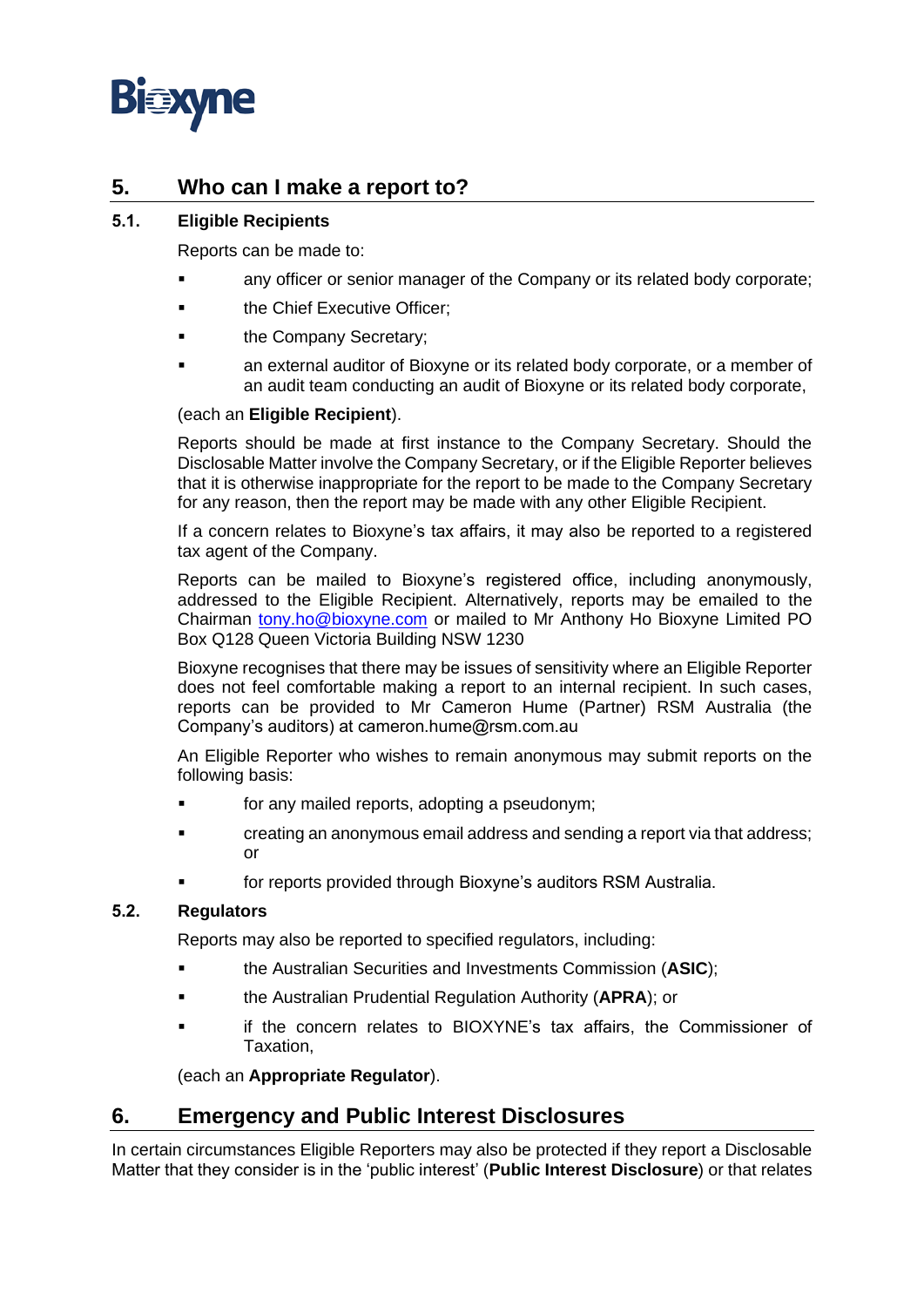## 5. Who can I make a report to?

### 5.1. Eligible Recipients

Reports can be made to:

- any officer or senior manager of the Company or its related body corporate;
- the Chief Executive Officer;
- the Company Secretary;
- an external auditor of Bioxyne or its related body corporate, or a member of an audit team conducting an audit of Bioxyne or its related body corporate,

(each an **Eligible Recipient**).

Reports should be made at first instance to the Company Secretary. Should the Disclosable Matter involve the Company Secretary, or if the Eligible Reporter believes that it is otherwise inappropriate for the report to be made to the Company Secretary for any reason, then the report may be made with any other Eligible Recipient.

If a concern relates to Bioxyne's tax affairs, it may also be reported to a registered tax agent of the Company.

Reports can be mailed to Bioxyne's registered office, including anonymously, addressed to the Eligible Recipient. Alternatively, reports may be emailed to the Chairman tony.ho@bioxyne.com or mailed to Mr Anthony Ho Bioxyne Limited PO Box Q128 Queen Victoria Building NSW 1230

Bioxyne recognises that there may be issues of sensitivity where an Eligible Reporter does not feel comfortable making a report to an internal recipient. In such cases, reports can be provided to Mr Cameron Hume (Partner) RSM Australia (the Company's auditors) at cameron.hume@rsm.com.au

An Eligible Reporter who wishes to remain anonymous may submit reports on the following basis:

- for any mailed reports, adopting a pseudonym;
- creating an anonymous email address and sending a report via that address; or
- for reports provided through Bioxyne's auditors RSM Australia.

### 5.2. Regulators

Reports may also be reported to specified regulators, including:

- the Australian Securities and Investments Commission (**ASIC**);
- the Australian Prudential Regulation Authority (**APRA**); or
- if the concern relates to BIOXYNE's tax affairs, the Commissioner of Taxation,

(each an **Appropriate Regulator**).

## 6. Emergency and Public Interest Disclosures

In certain circumstances Eligible Reporters may also be protected if they report a Disclosable Matter that they consider is in the 'public interest' (**Public Interest Disclosure**) or that relates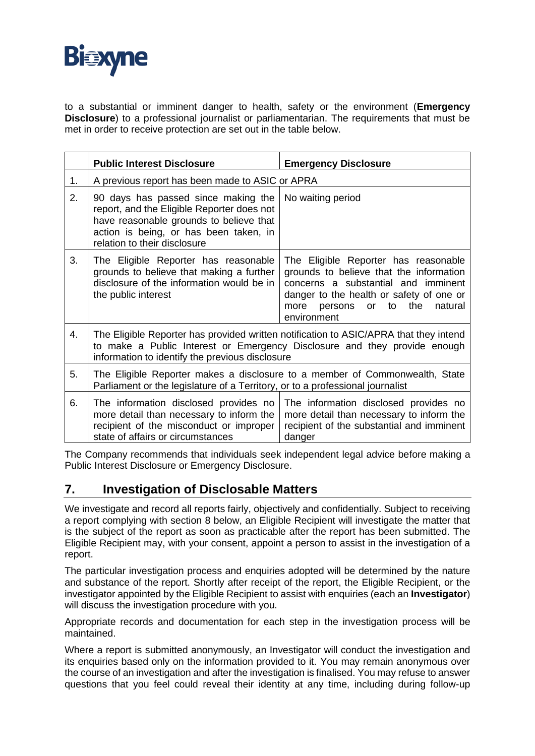to a substantial or imminent danger to health, safety or the environment (**Emergency Disclosure**) to a professional journalist or parliamentarian. The requirements that must be met in order to receive protection are set out in the table below.

| | Public Interest Disclosure | Emergency Disclosure |
|---|---|---|
| 1. | A previous report has been made to ASIC or APRA | |
| 2. | 90 days has passed since making the report, and the Eligible Reporter does not have reasonable grounds to believe that action is being, or has been taken, in relation to their disclosure | No waiting period |
| 3. | The Eligible Reporter has reasonable grounds to believe that making a further disclosure of the information would be in the public interest | The Eligible Reporter has reasonable grounds to believe that the information concerns a substantial and imminent danger to the health or safety of one or more persons or to the natural environment |
| 4. | The Eligible Reporter has provided written notification to ASIC/APRA that they intend to make a Public Interest or Emergency Disclosure and they provide enough information to identify the previous disclosure | |
| 5. | The Eligible Reporter makes a disclosure to a member of Commonwealth, State Parliament or the legislature of a Territory, or to a professional journalist | |
| 6. | The information disclosed provides no more detail than necessary to inform the recipient of the misconduct or improper state of affairs or circumstances | The information disclosed provides no more detail than necessary to inform the recipient of the substantial and imminent danger |

The Company recommends that individuals seek independent legal advice before making a Public Interest Disclosure or Emergency Disclosure.

## 7. Investigation of Disclosable Matters

We investigate and record all reports fairly, objectively and confidentially. Subject to receiving a report complying with section 8 below, an Eligible Recipient will investigate the matter that is the subject of the report as soon as practicable after the report has been submitted. The Eligible Recipient may, with your consent, appoint a person to assist in the investigation of a report.

The particular investigation process and enquiries adopted will be determined by the nature and substance of the report. Shortly after receipt of the report, the Eligible Recipient, or the investigator appointed by the Eligible Recipient to assist with enquiries (each an **Investigator**) will discuss the investigation procedure with you.

Appropriate records and documentation for each step in the investigation process will be maintained.

Where a report is submitted anonymously, an Investigator will conduct the investigation and its enquiries based only on the information provided to it. You may remain anonymous over the course of an investigation and after the investigation is finalised. You may refuse to answer questions that you feel could reveal their identity at any time, including during follow-up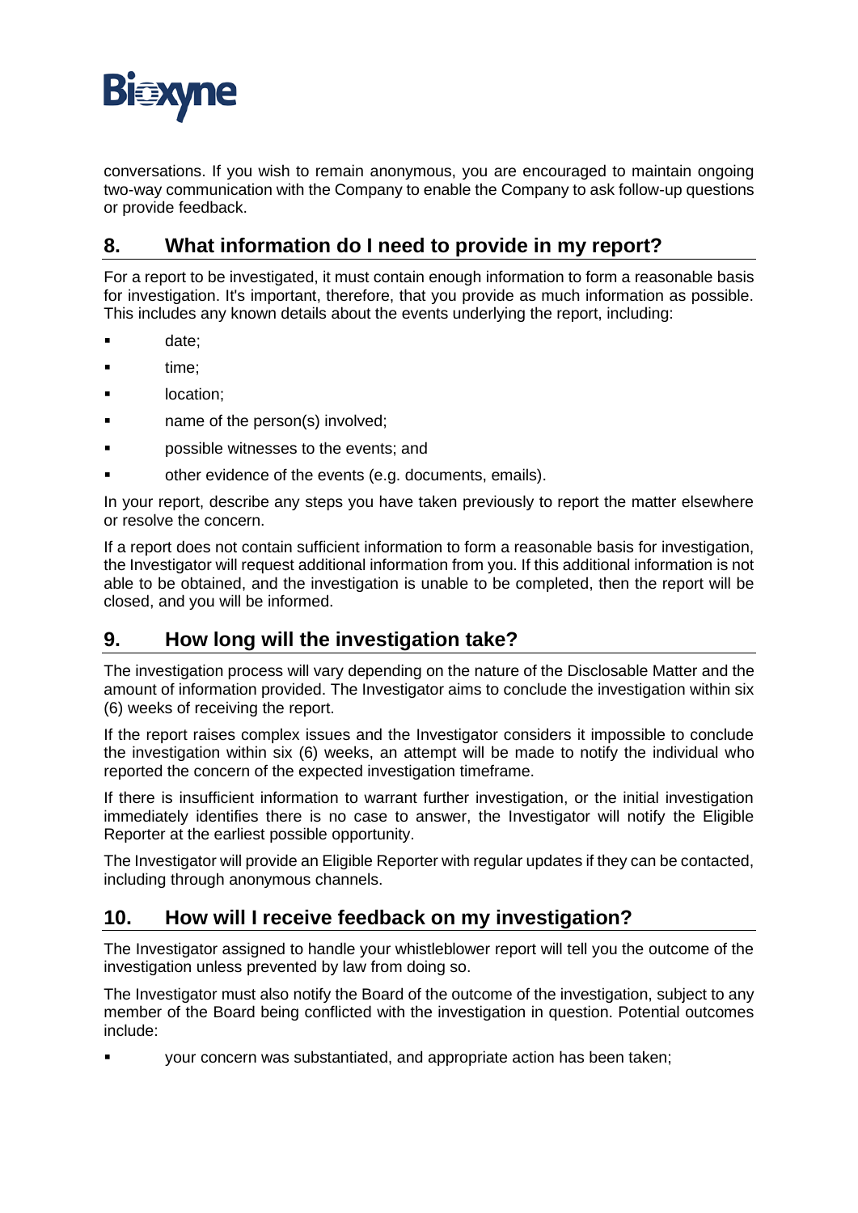conversations. If you wish to remain anonymous, you are encouraged to maintain ongoing two-way communication with the Company to enable the Company to ask follow-up questions or provide feedback.

## 8. What information do I need to provide in my report?

For a report to be investigated, it must contain enough information to form a reasonable basis for investigation. It's important, therefore, that you provide as much information as possible. This includes any known details about the events underlying the report, including:

- date;
- time;
- location;
- name of the person(s) involved;
- possible witnesses to the events; and
- other evidence of the events (e.g. documents, emails).

In your report, describe any steps you have taken previously to report the matter elsewhere or resolve the concern.

If a report does not contain sufficient information to form a reasonable basis for investigation, the Investigator will request additional information from you. If this additional information is not able to be obtained, and the investigation is unable to be completed, then the report will be closed, and you will be informed.

## 9. How long will the investigation take?

The investigation process will vary depending on the nature of the Disclosable Matter and the amount of information provided. The Investigator aims to conclude the investigation within six (6) weeks of receiving the report.

If the report raises complex issues and the Investigator considers it impossible to conclude the investigation within six (6) weeks, an attempt will be made to notify the individual who reported the concern of the expected investigation timeframe.

If there is insufficient information to warrant further investigation, or the initial investigation immediately identifies there is no case to answer, the Investigator will notify the Eligible Reporter at the earliest possible opportunity.

The Investigator will provide an Eligible Reporter with regular updates if they can be contacted, including through anonymous channels.

## 10. How will I receive feedback on my investigation?

The Investigator assigned to handle your whistleblower report will tell you the outcome of the investigation unless prevented by law from doing so.

The Investigator must also notify the Board of the outcome of the investigation, subject to any member of the Board being conflicted with the investigation in question. Potential outcomes include:

- your concern was substantiated, and appropriate action has been taken;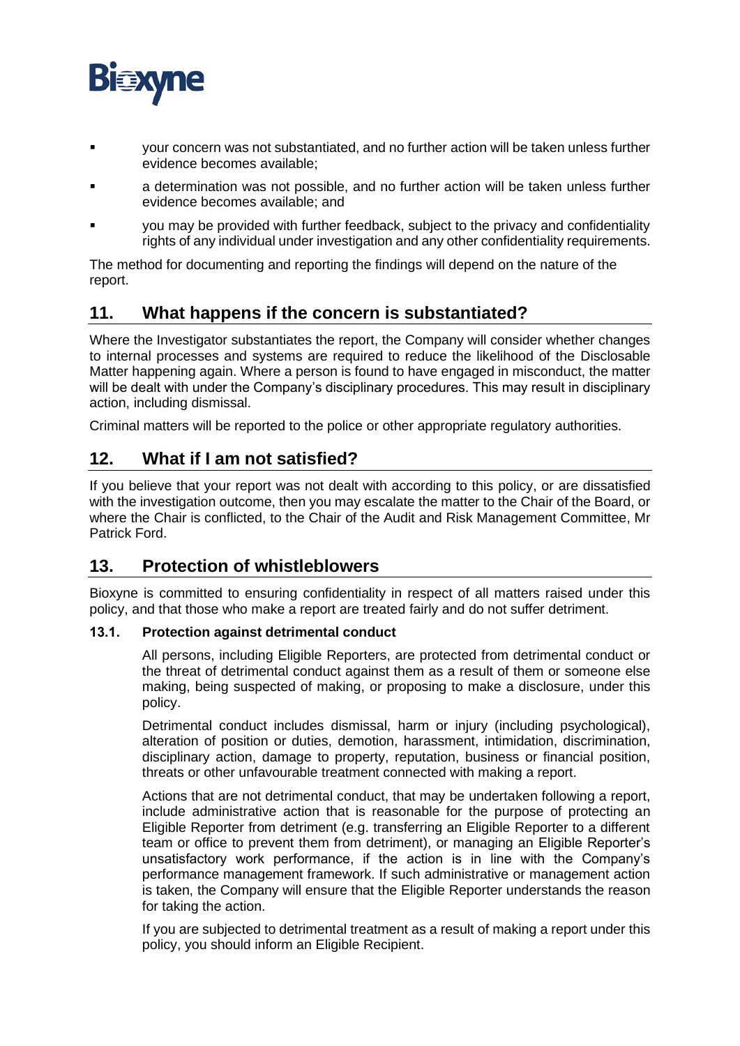- your concern was not substantiated, and no further action will be taken unless further evidence becomes available;
- a determination was not possible, and no further action will be taken unless further evidence becomes available; and
- you may be provided with further feedback, subject to the privacy and confidentiality rights of any individual under investigation and any other confidentiality requirements.

The method for documenting and reporting the findings will depend on the nature of the report.

## 11. What happens if the concern is substantiated?

Where the Investigator substantiates the report, the Company will consider whether changes to internal processes and systems are required to reduce the likelihood of the Disclosable Matter happening again. Where a person is found to have engaged in misconduct, the matter will be dealt with under the Company's disciplinary procedures. This may result in disciplinary action, including dismissal.

Criminal matters will be reported to the police or other appropriate regulatory authorities.

## 12. What if I am not satisfied?

If you believe that your report was not dealt with according to this policy, or are dissatisfied with the investigation outcome, then you may escalate the matter to the Chair of the Board, or where the Chair is conflicted, to the Chair of the Audit and Risk Management Committee, Mr Patrick Ford.

## 13. Protection of whistleblowers

Bioxyne is committed to ensuring confidentiality in respect of all matters raised under this policy, and that those who make a report are treated fairly and do not suffer detriment.

### 13.1. Protection against detrimental conduct

All persons, including Eligible Reporters, are protected from detrimental conduct or the threat of detrimental conduct against them as a result of them or someone else making, being suspected of making, or proposing to make a disclosure, under this policy.

Detrimental conduct includes dismissal, harm or injury (including psychological), alteration of position or duties, demotion, harassment, intimidation, discrimination, disciplinary action, damage to property, reputation, business or financial position, threats or other unfavourable treatment connected with making a report.

Actions that are not detrimental conduct, that may be undertaken following a report, include administrative action that is reasonable for the purpose of protecting an Eligible Reporter from detriment (e.g. transferring an Eligible Reporter to a different team or office to prevent them from detriment), or managing an Eligible Reporter's unsatisfactory work performance, if the action is in line with the Company's performance management framework. If such administrative or management action is taken, the Company will ensure that the Eligible Reporter understands the reason for taking the action.

If you are subjected to detrimental treatment as a result of making a report under this policy, you should inform an Eligible Recipient.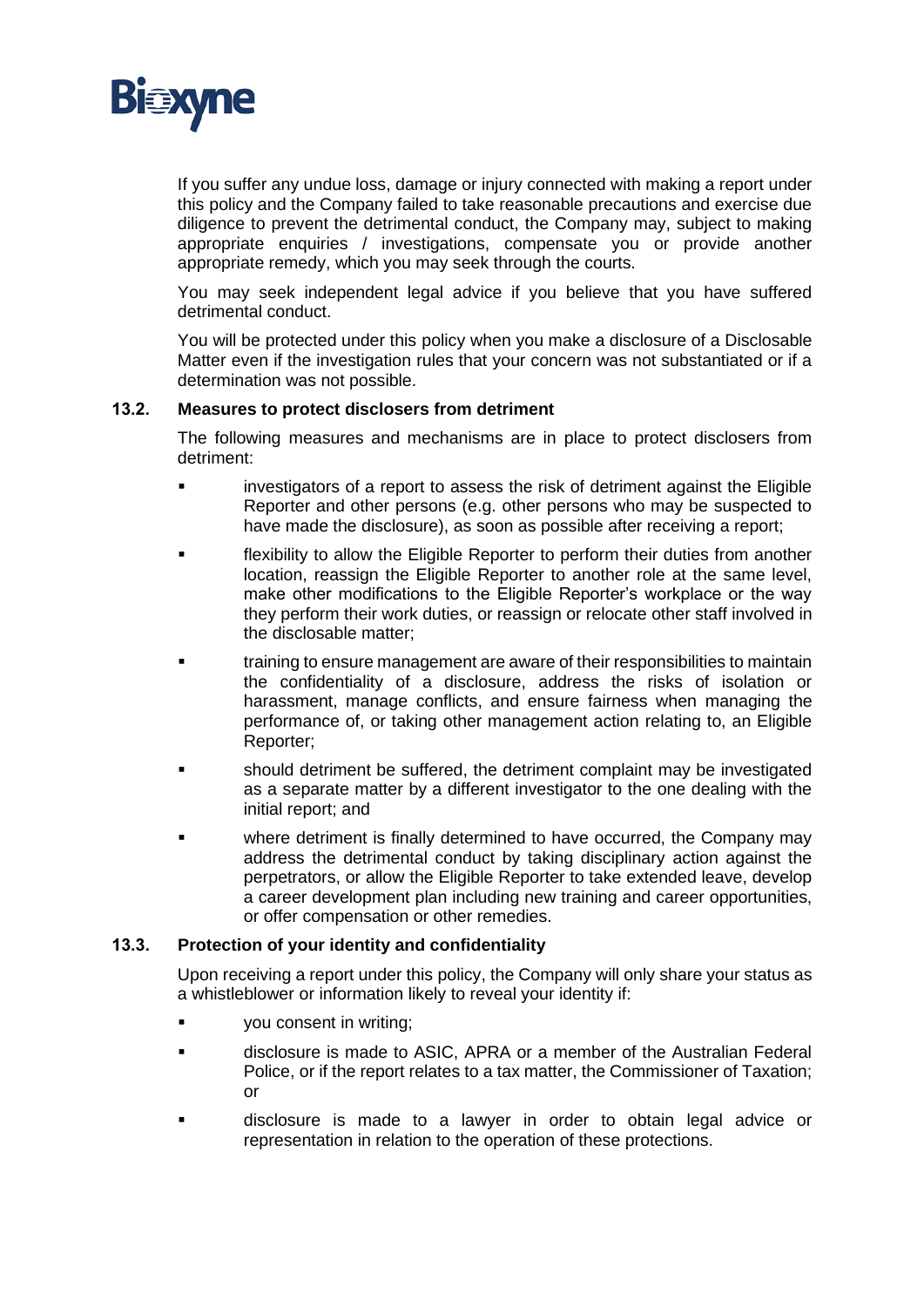If you suffer any undue loss, damage or injury connected with making a report under this policy and the Company failed to take reasonable precautions and exercise due diligence to prevent the detrimental conduct, the Company may, subject to making appropriate enquiries / investigations, compensate you or provide another appropriate remedy, which you may seek through the courts.

You may seek independent legal advice if you believe that you have suffered detrimental conduct.

You will be protected under this policy when you make a disclosure of a Disclosable Matter even if the investigation rules that your concern was not substantiated or if a determination was not possible.

### 13.2. Measures to protect disclosers from detriment

The following measures and mechanisms are in place to protect disclosers from detriment:

- investigators of a report to assess the risk of detriment against the Eligible Reporter and other persons (e.g. other persons who may be suspected to have made the disclosure), as soon as possible after receiving a report;
- flexibility to allow the Eligible Reporter to perform their duties from another location, reassign the Eligible Reporter to another role at the same level, make other modifications to the Eligible Reporter's workplace or the way they perform their work duties, or reassign or relocate other staff involved in the disclosable matter;
- training to ensure management are aware of their responsibilities to maintain the confidentiality of a disclosure, address the risks of isolation or harassment, manage conflicts, and ensure fairness when managing the performance of, or taking other management action relating to, an Eligible Reporter;
- should detriment be suffered, the detriment complaint may be investigated as a separate matter by a different investigator to the one dealing with the initial report; and
- where detriment is finally determined to have occurred, the Company may address the detrimental conduct by taking disciplinary action against the perpetrators, or allow the Eligible Reporter to take extended leave, develop a career development plan including new training and career opportunities, or offer compensation or other remedies.

### 13.3. Protection of your identity and confidentiality

Upon receiving a report under this policy, the Company will only share your status as a whistleblower or information likely to reveal your identity if:

- you consent in writing;
- disclosure is made to ASIC, APRA or a member of the Australian Federal Police, or if the report relates to a tax matter, the Commissioner of Taxation; or
- disclosure is made to a lawyer in order to obtain legal advice or representation in relation to the operation of these protections.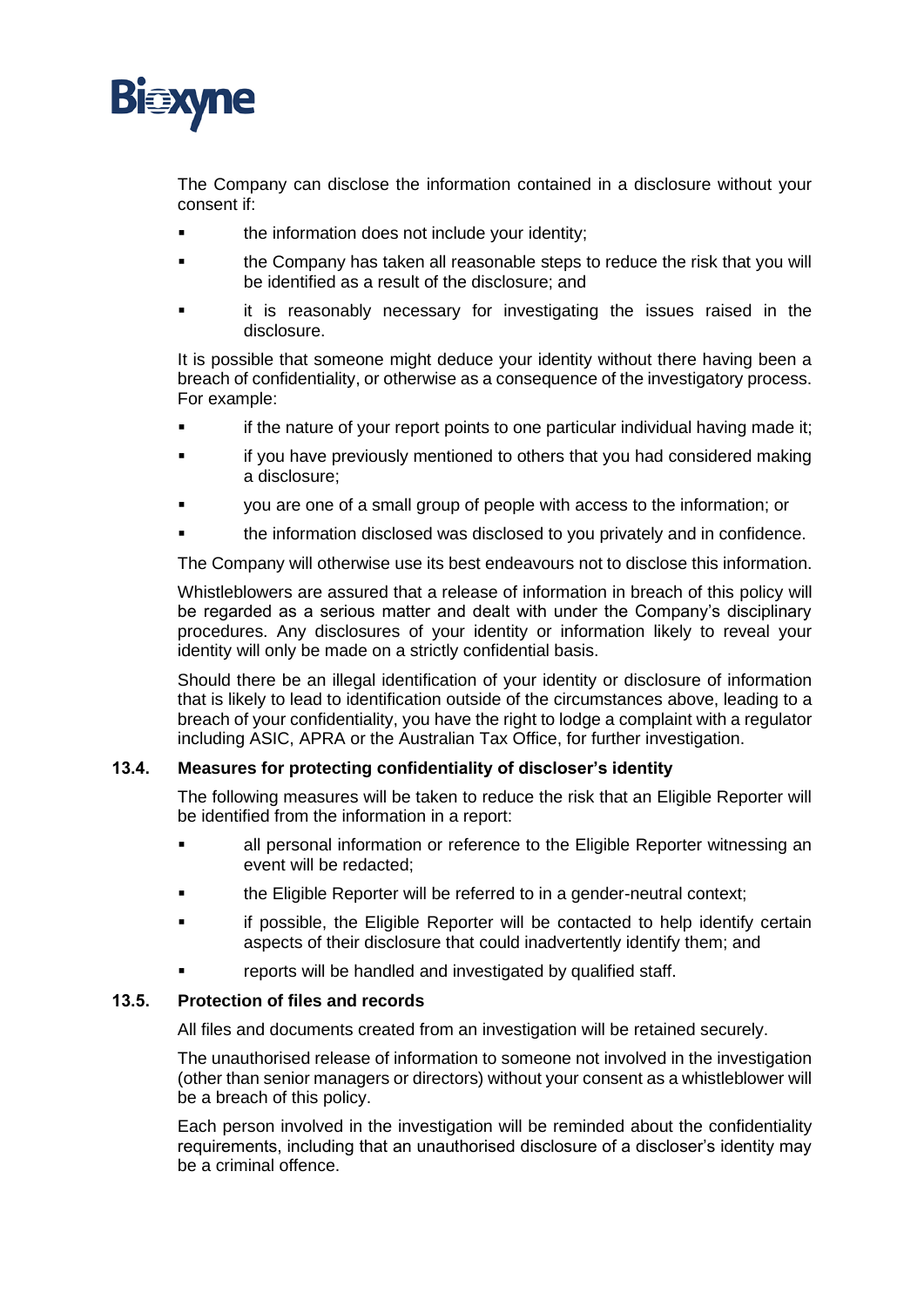The Company can disclose the information contained in a disclosure without your consent if:

- the information does not include your identity;
- the Company has taken all reasonable steps to reduce the risk that you will be identified as a result of the disclosure; and
- it is reasonably necessary for investigating the issues raised in the disclosure.

It is possible that someone might deduce your identity without there having been a breach of confidentiality, or otherwise as a consequence of the investigatory process. For example:

- if the nature of your report points to one particular individual having made it;
- if you have previously mentioned to others that you had considered making a disclosure;
- you are one of a small group of people with access to the information; or
- the information disclosed was disclosed to you privately and in confidence.

The Company will otherwise use its best endeavours not to disclose this information.

Whistleblowers are assured that a release of information in breach of this policy will be regarded as a serious matter and dealt with under the Company's disciplinary procedures. Any disclosures of your identity or information likely to reveal your identity will only be made on a strictly confidential basis.

Should there be an illegal identification of your identity or disclosure of information that is likely to lead to identification outside of the circumstances above, leading to a breach of your confidentiality, you have the right to lodge a complaint with a regulator including ASIC, APRA or the Australian Tax Office, for further investigation.

### 13.4. Measures for protecting confidentiality of discloser's identity

The following measures will be taken to reduce the risk that an Eligible Reporter will be identified from the information in a report:

- all personal information or reference to the Eligible Reporter witnessing an event will be redacted;
- the Eligible Reporter will be referred to in a gender-neutral context;
- if possible, the Eligible Reporter will be contacted to help identify certain aspects of their disclosure that could inadvertently identify them; and
- reports will be handled and investigated by qualified staff.

### 13.5. Protection of files and records

All files and documents created from an investigation will be retained securely.

The unauthorised release of information to someone not involved in the investigation (other than senior managers or directors) without your consent as a whistleblower will be a breach of this policy.

Each person involved in the investigation will be reminded about the confidentiality requirements, including that an unauthorised disclosure of a discloser's identity may be a criminal offence.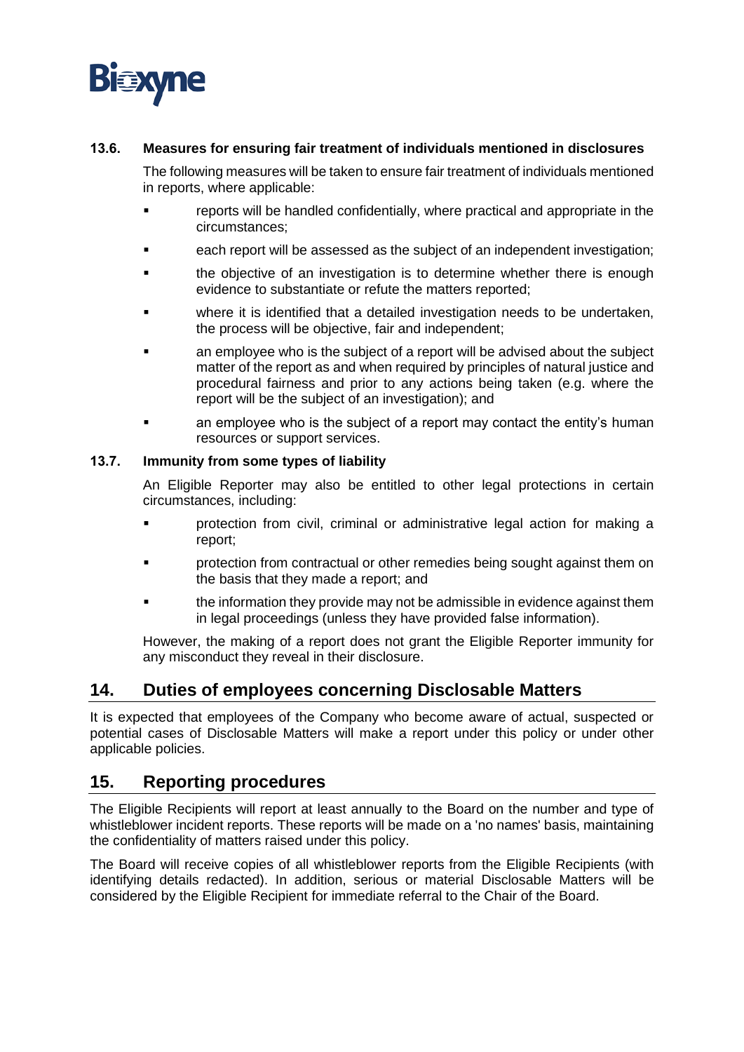### 13.6. Measures for ensuring fair treatment of individuals mentioned in disclosures

The following measures will be taken to ensure fair treatment of individuals mentioned in reports, where applicable:

- reports will be handled confidentially, where practical and appropriate in the circumstances;
- each report will be assessed as the subject of an independent investigation;
- the objective of an investigation is to determine whether there is enough evidence to substantiate or refute the matters reported;
- where it is identified that a detailed investigation needs to be undertaken, the process will be objective, fair and independent;
- an employee who is the subject of a report will be advised about the subject matter of the report as and when required by principles of natural justice and procedural fairness and prior to any actions being taken (e.g. where the report will be the subject of an investigation); and
- an employee who is the subject of a report may contact the entity's human resources or support services.

### 13.7. Immunity from some types of liability

An Eligible Reporter may also be entitled to other legal protections in certain circumstances, including:

- protection from civil, criminal or administrative legal action for making a report;
- protection from contractual or other remedies being sought against them on the basis that they made a report; and
- the information they provide may not be admissible in evidence against them in legal proceedings (unless they have provided false information).

However, the making of a report does not grant the Eligible Reporter immunity for any misconduct they reveal in their disclosure.

## 14. Duties of employees concerning Disclosable Matters

It is expected that employees of the Company who become aware of actual, suspected or potential cases of Disclosable Matters will make a report under this policy or under other applicable policies.

## 15. Reporting procedures

The Eligible Recipients will report at least annually to the Board on the number and type of whistleblower incident reports. These reports will be made on a 'no names' basis, maintaining the confidentiality of matters raised under this policy.

The Board will receive copies of all whistleblower reports from the Eligible Recipients (with identifying details redacted). In addition, serious or material Disclosable Matters will be considered by the Eligible Recipient for immediate referral to the Chair of the Board.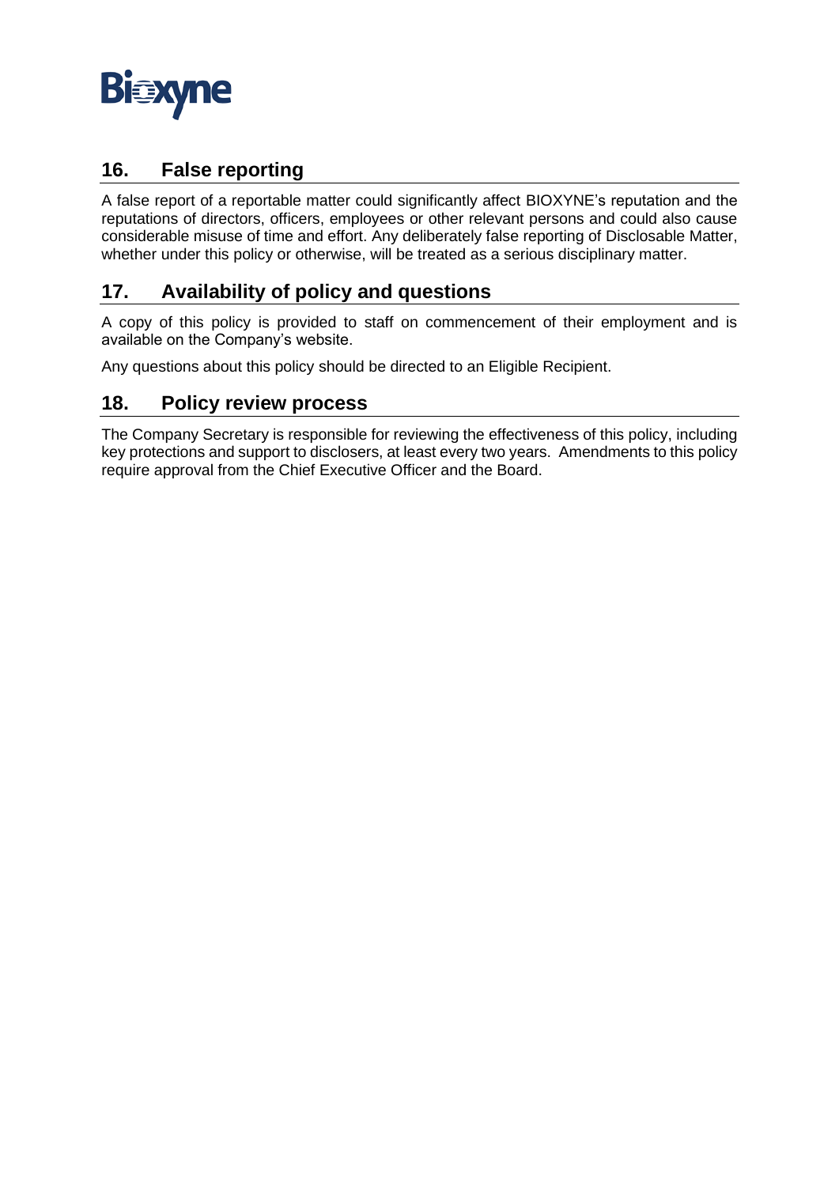## 16. False reporting

A false report of a reportable matter could significantly affect BIOXYNE's reputation and the reputations of directors, officers, employees or other relevant persons and could also cause considerable misuse of time and effort. Any deliberately false reporting of Disclosable Matter, whether under this policy or otherwise, will be treated as a serious disciplinary matter.

## 17. Availability of policy and questions

A copy of this policy is provided to staff on commencement of their employment and is available on the Company's website.

Any questions about this policy should be directed to an Eligible Recipient.

## 18. Policy review process

The Company Secretary is responsible for reviewing the effectiveness of this policy, including key protections and support to disclosers, at least every two years. Amendments to this policy require approval from the Chief Executive Officer and the Board.